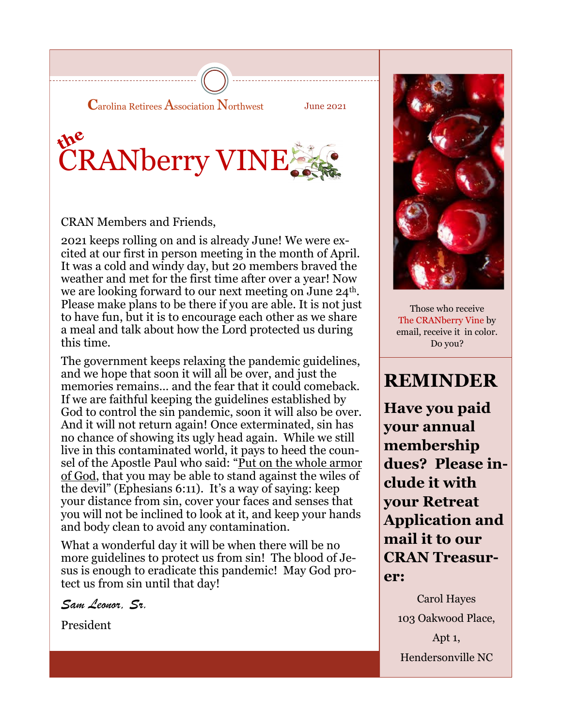**C**arolina Retirees **A**ssociation **N**orthwest

June 2021

# the CRANberry VINE

CRAN Members and Friends,

2021 keeps rolling on and is already June! We were excited at our first in person meeting in the month of April. It was a cold and windy day, but 20 members braved the weather and met for the first time after over a year! Now we are looking forward to our next meeting on June 24th. Please make plans to be there if you are able. It is not just to have fun, but it is to encourage each other as we share a meal and talk about how the Lord protected us during this time.

The government keeps relaxing the pandemic guidelines, and we hope that soon it will all be over, and just the memories remains... and the fear that it could comeback. If we are faithful keeping the guidelines established by God to control the sin pandemic, soon it will also be over. And it will not return again! Once exterminated, sin has no chance of showing its ugly head again. While we still live in this contaminated world, it pays to heed the counsel of the Apostle Paul who said: "Put on the whole armor of God, that you may be able to stand against the wiles of the devil" (Ephesians 6:11). It's a way of saying: keep your distance from sin, cover your faces and senses that you will not be inclined to look at it, and keep your hands and body clean to avoid any contamination.

What a wonderful day it will be when there will be no more guidelines to protect us from sin! The blood of Jesus is enough to eradicate this pandemic! May God protect us from sin until that day!

*Sam Leonor, Sr.*

President

Those who receive The CRANberry Vine by email, receive it in color. Do you?

## REMINDER

**Have you paid your annual membership dues? Please include it with your Retreat Application and mail it to our CRAN Treasurer:**

Carol Hayes

103 Oakwood Place,

Apt 1,

Hendersonville NC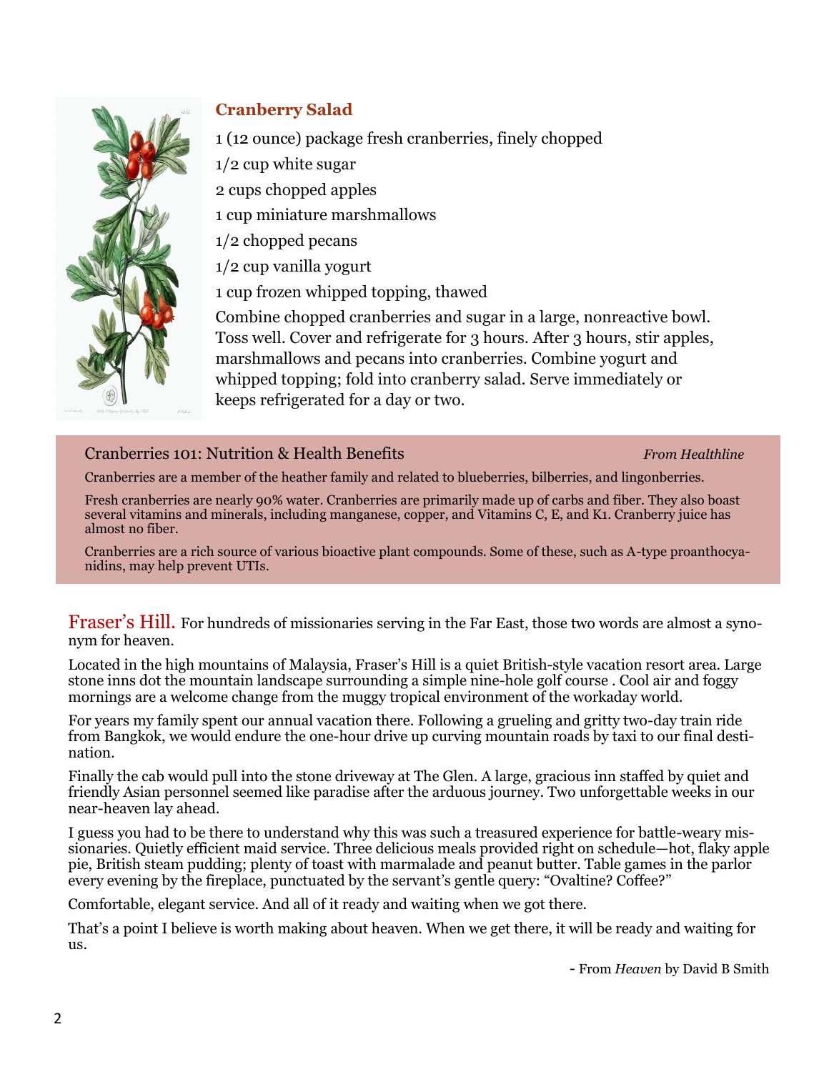## Cranberry Salad

1 (12 ounce) package fresh cranberries, finely chopped

1/2 cup white sugar

2 cups chopped apples

1 cup miniature marshmallows

1/2 chopped pecans

1/2 cup vanilla yogurt

1 cup frozen whipped topping, thawed

Combine chopped cranberries and sugar in a large, nonreactive bowl. Toss well. Cover and refrigerate for 3 hours. After 3 hours, stir apples, marshmallows and pecans into cranberries. Combine yogurt and whipped topping; fold into cranberry salad. Serve immediately or keeps refrigerated for a day or two.

### Cranberries 101: Nutrition & Health Benefits

*From Healthline*

Cranberries are a member of the heather family and related to blueberries, bilberries, and lingonberries.

Fresh cranberries are nearly 90% water. Cranberries are primarily made up of carbs and fiber. They also boast several vitamins and minerals, including manganese, copper, and Vitamins C, E, and K1. Cranberry juice has almost no fiber.

Cranberries are a rich source of various bioactive plant compounds. Some of these, such as A-type proanthocyanidins, may help prevent UTIs.

Fraser's Hill. For hundreds of missionaries serving in the Far East, those two words are almost a synonym for heaven.

Located in the high mountains of Malaysia, Fraser's Hill is a quiet British-style vacation resort area. Large stone inns dot the mountain landscape surrounding a simple nine-hole golf course . Cool air and foggy mornings are a welcome change from the muggy tropical environment of the workaday world.

For years my family spent our annual vacation there. Following a grueling and gritty two-day train ride from Bangkok, we would endure the one-hour drive up curving mountain roads by taxi to our final destination.

Finally the cab would pull into the stone driveway at The Glen. A large, gracious inn staffed by quiet and friendly Asian personnel seemed like paradise after the arduous journey. Two unforgettable weeks in our near-heaven lay ahead.

I guess you had to be there to understand why this was such a treasured experience for battle-weary missionaries. Quietly efficient maid service. Three delicious meals provided right on schedule—hot, flaky apple pie, British steam pudding; plenty of toast with marmalade and peanut butter. Table games in the parlor every evening by the fireplace, punctuated by the servant's gentle query: "Ovaltine? Coffee?"

Comfortable, elegant service. And all of it ready and waiting when we got there.

That's a point I believe is worth making about heaven. When we get there, it will be ready and waiting for us.

- From *Heaven* by David B Smith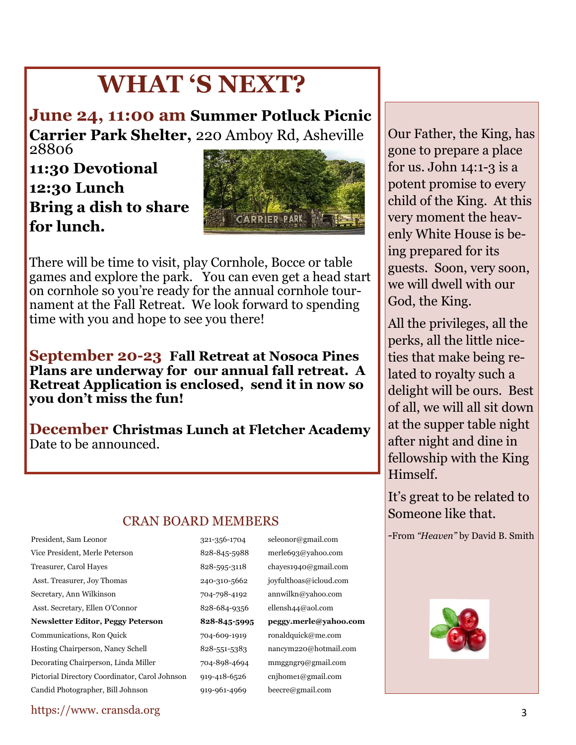# WHAT 'S NEXT?

**June 24, 11:00 am Summer Potluck Picnic**

**Carrier Park Shelter,** 220 Amboy Rd, Asheville 28806

**11:30 Devotional**

**12:30 Lunch**

**Bring a dish to share for lunch.**

There will be time to visit, play Cornhole, Bocce or table games and explore the park. You can even get a head start on cornhole so you're ready for the annual cornhole tournament at the Fall Retreat. We look forward to spending time with you and hope to see you there!

**September 20-23 Fall Retreat at Nosoca Pines**
**Plans are underway for our annual fall retreat. A Retreat Application is enclosed, send it in now so you don't miss the fun!**

**December Christmas Lunch at Fletcher Academy**
Date to be announced.

## CRAN BOARD MEMBERS

| | | |
|---|---|---|
| President, Sam Leonor | 321-356-1704 | seleonor@gmail.com |
| Vice President, Merle Peterson | 828-845-5988 | merle693@yahoo.com |
| Treasurer, Carol Hayes | 828-595-3118 | chayes1940@gmail.com |
| Asst. Treasurer, Joy Thomas | 240-310-5662 | joyfulthoas@icloud.com |
| Secretary, Ann Wilkinson | 704-798-4192 | annwilkn@yahoo.com |
| Asst. Secretary, Ellen O'Connor | 828-684-9356 | ellensh44@aol.com |
| **Newsletter Editor, Peggy Peterson** | **828-845-5995** | **peggy.merle@yahoo.com** |
| Communications, Ron Quick | 704-609-1919 | ronaldquick@me.com |
| Hosting Chairperson, Nancy Schell | 828-551-5383 | nancym220@hotmail.com |
| Decorating Chairperson, Linda Miller | 704-898-4694 | mmggngr9@gmail.com |
| Pictorial Directory Coordinator, Carol Johnson | 919-418-6526 | cnjhome1@gmail.com |
| Candid Photographer, Bill Johnson | 919-961-4969 | beecre@gmail.com |

https://www. cransda.org

Our Father, the King, has gone to prepare a place for us. John 14:1-3 is a potent promise to every child of the King. At this very moment the heavenly White House is being prepared for its guests. Soon, very soon, we will dwell with our God, the King.

All the privileges, all the perks, all the little niceties that make being related to royalty such a delight will be ours. Best of all, we will all sit down at the supper table night after night and dine in fellowship with the King Himself.

It's great to be related to Someone like that.

-From *"Heaven"* by David B. Smith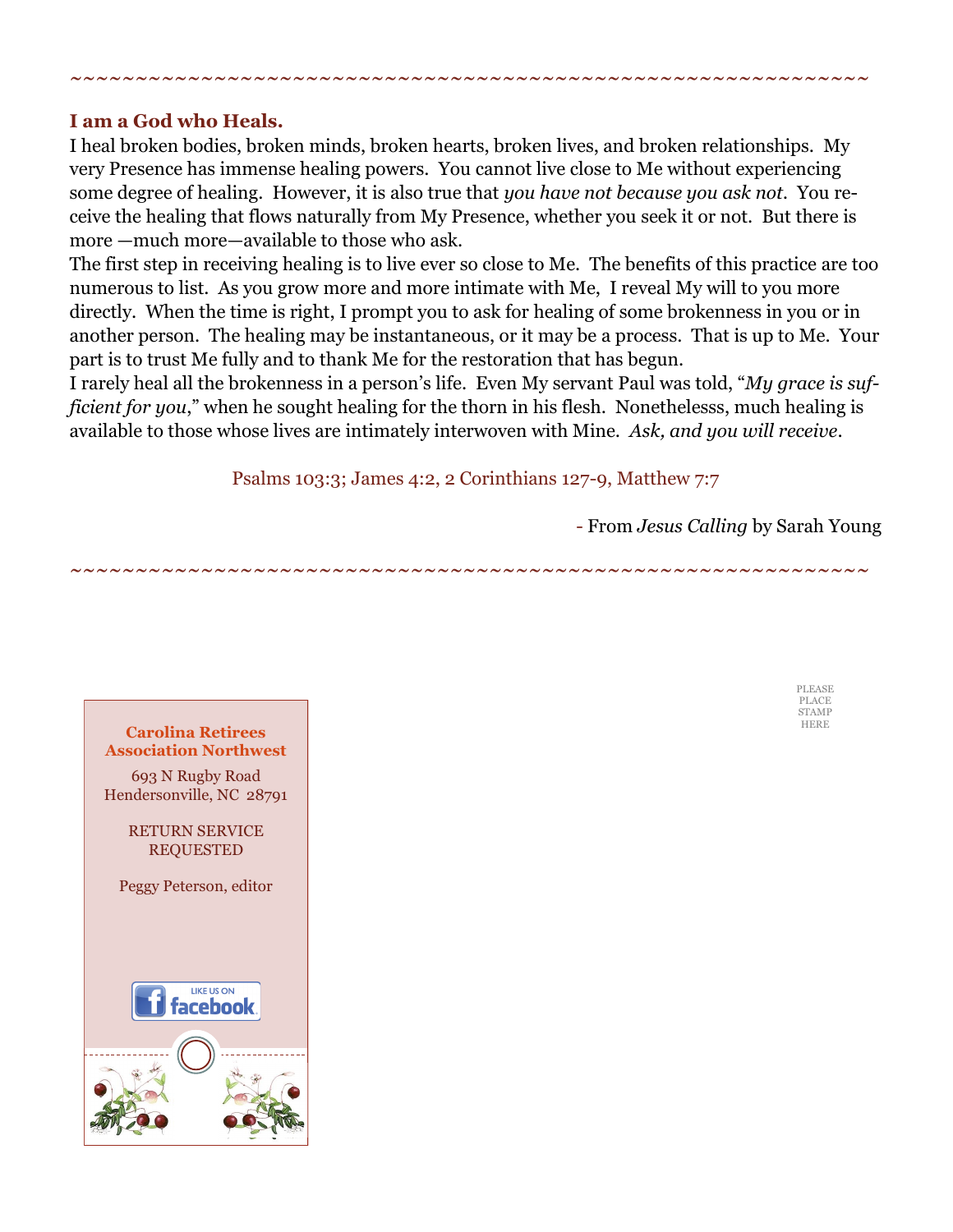~~~~~~~~~~~~~~~~~~~~~~~~~~~~~~~~~~~~~~~~~~~~~~~~~~~~~~~~~~~~~~~~

**I am a God who Heals.**

I heal broken bodies, broken minds, broken hearts, broken lives, and broken relationships. My very Presence has immense healing powers. You cannot live close to Me without experiencing some degree of healing. However, it is also true that *you have not because you ask not*. You receive the healing that flows naturally from My Presence, whether you seek it or not. But there is more —much more—available to those who ask.

The first step in receiving healing is to live ever so close to Me. The benefits of this practice are too numerous to list. As you grow more and more intimate with Me, I reveal My will to you more directly. When the time is right, I prompt you to ask for healing of some brokenness in you or in another person. The healing may be instantaneous, or it may be a process. That is up to Me. Your part is to trust Me fully and to thank Me for the restoration that has begun.

I rarely heal all the brokenness in a person's life. Even My servant Paul was told, "*My grace is sufficient for you*," when he sought healing for the thorn in his flesh. Nonethelesss, much healing is available to those whose lives are intimately interwoven with Mine. *Ask, and you will receive*.

Psalms 103:3; James 4:2, 2 Corinthians 127-9, Matthew 7:7

- From *Jesus Calling* by Sarah Young

~~~~~~~~~~~~~~~~~~~~~~~~~~~~~~~~~~~~~~~~~~~~~~~~~~~~~~~~~~~~~~~~

**Carolina Retirees Association Northwest**

693 N Rugby Road
Hendersonville, NC 28791

RETURN SERVICE REQUESTED

Peggy Peterson, editor

LIKE US ON facebook

PLEASE PLACE STAMP HERE